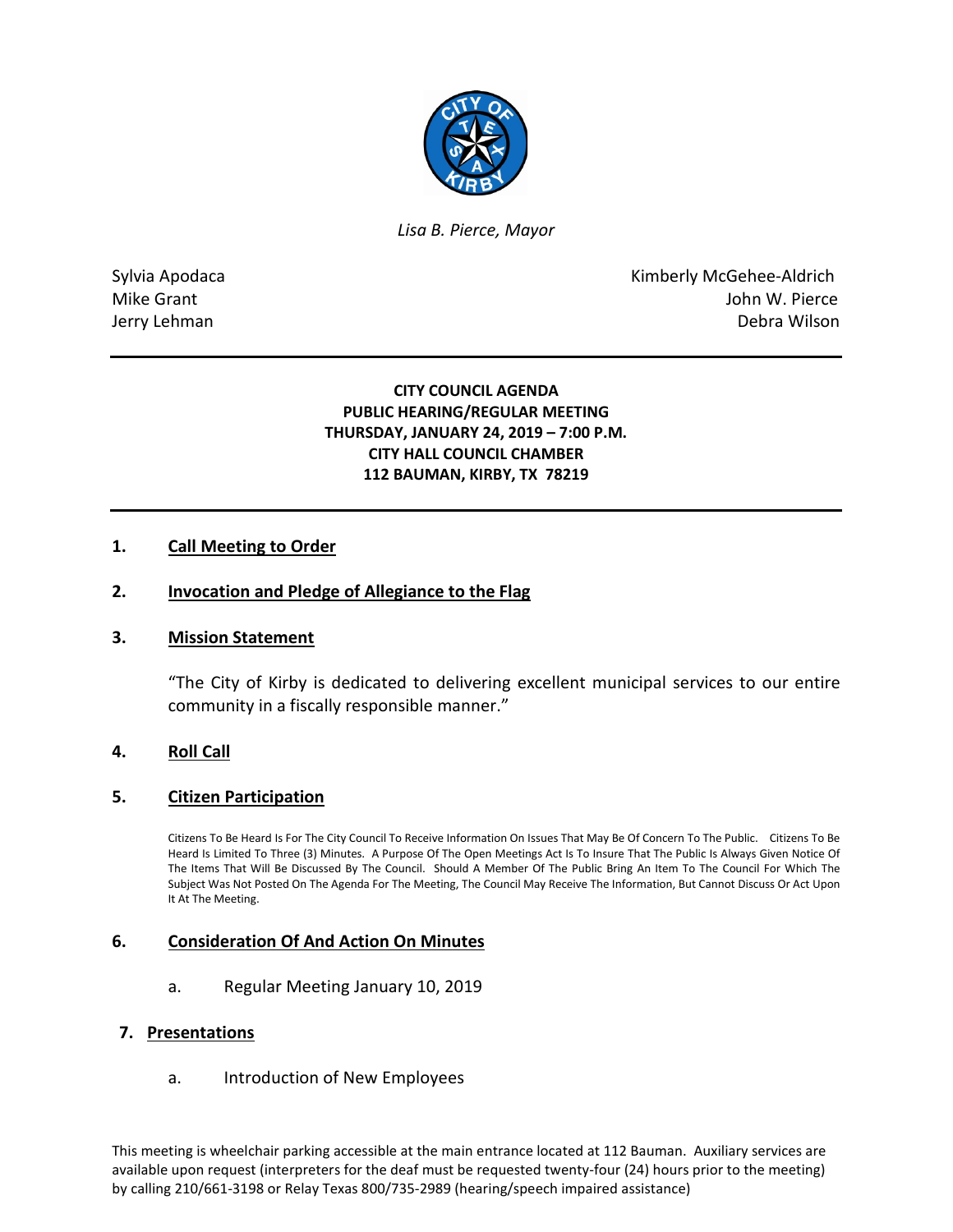*Lisa B. Pierce, Mayor*

Sylvia Apodaca
Mike Grant
Jerry Lehman

Kimberly McGehee-Aldrich
John W. Pierce
Debra Wilson

**CITY COUNCIL AGENDA**
**PUBLIC HEARING/REGULAR MEETING**
**THURSDAY, JANUARY 24, 2019 – 7:00 P.M.**
**CITY HALL COUNCIL CHAMBER**
**112 BAUMAN, KIRBY, TX 78219**

## 1. Call Meeting to Order

## 2. Invocation and Pledge of Allegiance to the Flag

## 3. Mission Statement

"The City of Kirby is dedicated to delivering excellent municipal services to our entire community in a fiscally responsible manner."

## 4. Roll Call

## 5. Citizen Participation

Citizens To Be Heard Is For The City Council To Receive Information On Issues That May Be Of Concern To The Public. Citizens To Be Heard Is Limited To Three (3) Minutes. A Purpose Of The Open Meetings Act Is To Insure That The Public Is Always Given Notice Of The Items That Will Be Discussed By The Council. Should A Member Of The Public Bring An Item To The Council For Which The Subject Was Not Posted On The Agenda For The Meeting, The Council May Receive The Information, But Cannot Discuss Or Act Upon It At The Meeting.

## 6. Consideration Of And Action On Minutes

a. Regular Meeting January 10, 2019

## 7. Presentations

a. Introduction of New Employees

This meeting is wheelchair parking accessible at the main entrance located at 112 Bauman. Auxiliary services are available upon request (interpreters for the deaf must be requested twenty-four (24) hours prior to the meeting) by calling 210/661-3198 or Relay Texas 800/735-2989 (hearing/speech impaired assistance)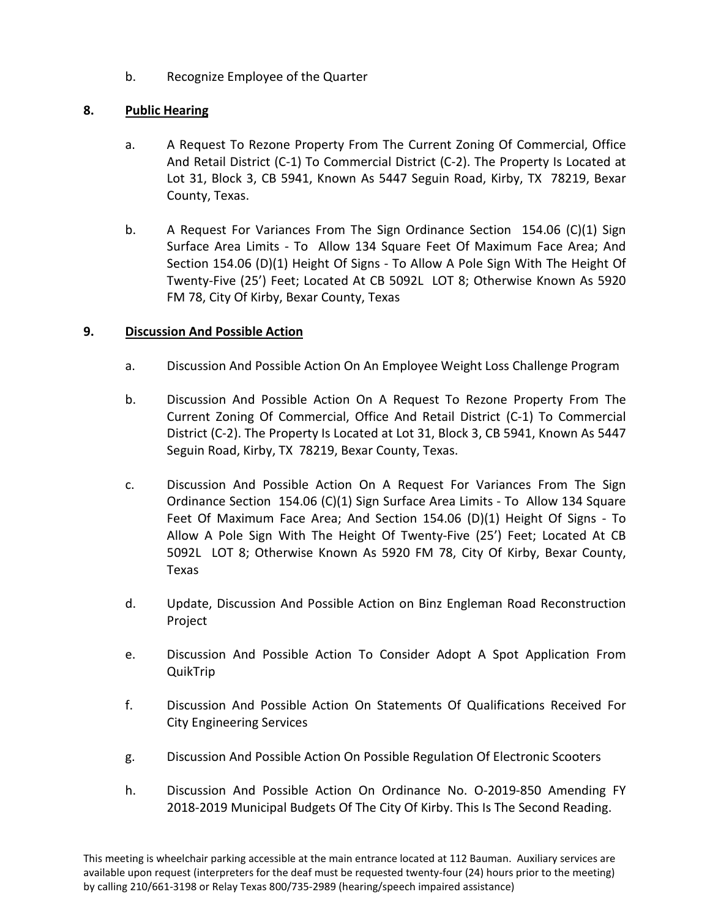b. Recognize Employee of the Quarter

## 8. Public Hearing

a. A Request To Rezone Property From The Current Zoning Of Commercial, Office And Retail District (C-1) To Commercial District (C-2). The Property Is Located at Lot 31, Block 3, CB 5941, Known As 5447 Seguin Road, Kirby, TX 78219, Bexar County, Texas.

b. A Request For Variances From The Sign Ordinance Section 154.06 (C)(1) Sign Surface Area Limits - To Allow 134 Square Feet Of Maximum Face Area; And Section 154.06 (D)(1) Height Of Signs - To Allow A Pole Sign With The Height Of Twenty-Five (25') Feet; Located At CB 5092L LOT 8; Otherwise Known As 5920 FM 78, City Of Kirby, Bexar County, Texas

## 9. Discussion And Possible Action

a. Discussion And Possible Action On An Employee Weight Loss Challenge Program

b. Discussion And Possible Action On A Request To Rezone Property From The Current Zoning Of Commercial, Office And Retail District (C-1) To Commercial District (C-2). The Property Is Located at Lot 31, Block 3, CB 5941, Known As 5447 Seguin Road, Kirby, TX 78219, Bexar County, Texas.

c. Discussion And Possible Action On A Request For Variances From The Sign Ordinance Section 154.06 (C)(1) Sign Surface Area Limits - To Allow 134 Square Feet Of Maximum Face Area; And Section 154.06 (D)(1) Height Of Signs - To Allow A Pole Sign With The Height Of Twenty-Five (25') Feet; Located At CB 5092L LOT 8; Otherwise Known As 5920 FM 78, City Of Kirby, Bexar County, Texas

d. Update, Discussion And Possible Action on Binz Engleman Road Reconstruction Project

e. Discussion And Possible Action To Consider Adopt A Spot Application From QuikTrip

f. Discussion And Possible Action On Statements Of Qualifications Received For City Engineering Services

g. Discussion And Possible Action On Possible Regulation Of Electronic Scooters

h. Discussion And Possible Action On Ordinance No. O-2019-850 Amending FY 2018-2019 Municipal Budgets Of The City Of Kirby. This Is The Second Reading.

This meeting is wheelchair parking accessible at the main entrance located at 112 Bauman. Auxiliary services are available upon request (interpreters for the deaf must be requested twenty-four (24) hours prior to the meeting) by calling 210/661-3198 or Relay Texas 800/735-2989 (hearing/speech impaired assistance)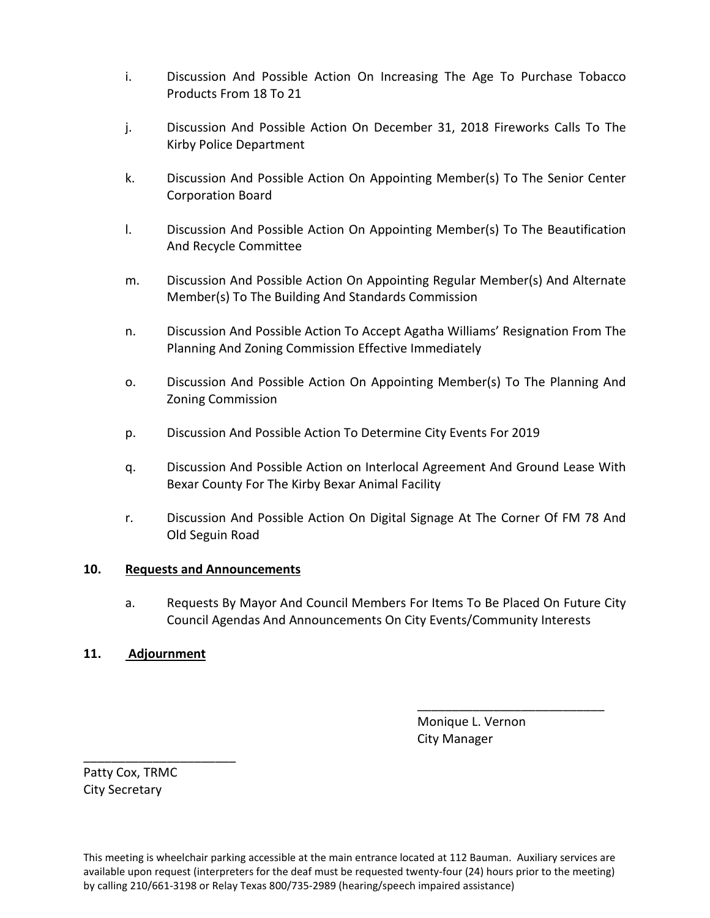i. Discussion And Possible Action On Increasing The Age To Purchase Tobacco Products From 18 To 21

j. Discussion And Possible Action On December 31, 2018 Fireworks Calls To The Kirby Police Department

k. Discussion And Possible Action On Appointing Member(s) To The Senior Center Corporation Board

l. Discussion And Possible Action On Appointing Member(s) To The Beautification And Recycle Committee

m. Discussion And Possible Action On Appointing Regular Member(s) And Alternate Member(s) To The Building And Standards Commission

n. Discussion And Possible Action To Accept Agatha Williams' Resignation From The Planning And Zoning Commission Effective Immediately

o. Discussion And Possible Action On Appointing Member(s) To The Planning And Zoning Commission

p. Discussion And Possible Action To Determine City Events For 2019

q. Discussion And Possible Action on Interlocal Agreement And Ground Lease With Bexar County For The Kirby Bexar Animal Facility

r. Discussion And Possible Action On Digital Signage At The Corner Of FM 78 And Old Seguin Road

**10. <u>Requests and Announcements</u>**

a. Requests By Mayor And Council Members For Items To Be Placed On Future City Council Agendas And Announcements On City Events/Community Interests

**11. <u>Adjournment</u>**

___________________________
Monique L. Vernon
City Manager

_______________________
Patty Cox, TRMC
City Secretary

This meeting is wheelchair parking accessible at the main entrance located at 112 Bauman. Auxiliary services are available upon request (interpreters for the deaf must be requested twenty-four (24) hours prior to the meeting) by calling 210/661-3198 or Relay Texas 800/735-2989 (hearing/speech impaired assistance)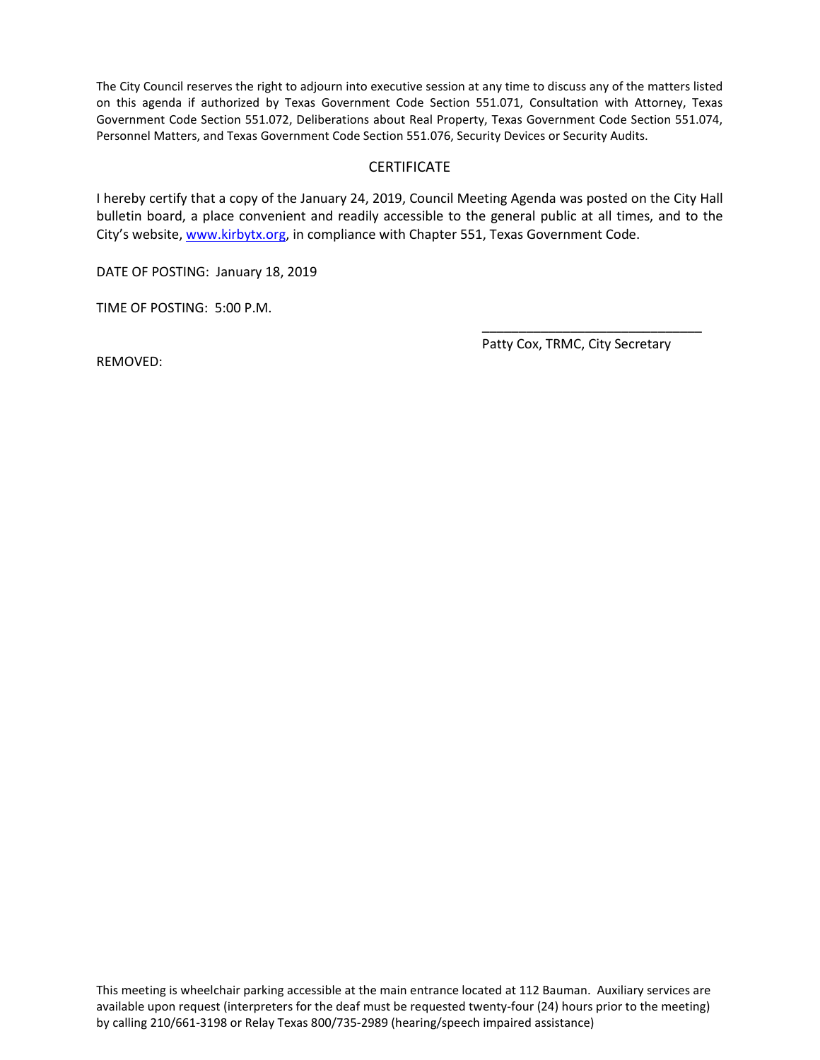The City Council reserves the right to adjourn into executive session at any time to discuss any of the matters listed on this agenda if authorized by Texas Government Code Section 551.071, Consultation with Attorney, Texas Government Code Section 551.072, Deliberations about Real Property, Texas Government Code Section 551.074, Personnel Matters, and Texas Government Code Section 551.076, Security Devices or Security Audits.

## CERTIFICATE

I hereby certify that a copy of the January 24, 2019, Council Meeting Agenda was posted on the City Hall bulletin board, a place convenient and readily accessible to the general public at all times, and to the City's website, [www.kirbytx.org](http://www.kirbytx.org), in compliance with Chapter 551, Texas Government Code.

DATE OF POSTING: January 18, 2019

TIME OF POSTING: 5:00 P.M.

______________________________
Patty Cox, TRMC, City Secretary

REMOVED:

This meeting is wheelchair parking accessible at the main entrance located at 112 Bauman. Auxiliary services are available upon request (interpreters for the deaf must be requested twenty-four (24) hours prior to the meeting) by calling 210/661-3198 or Relay Texas 800/735-2989 (hearing/speech impaired assistance)